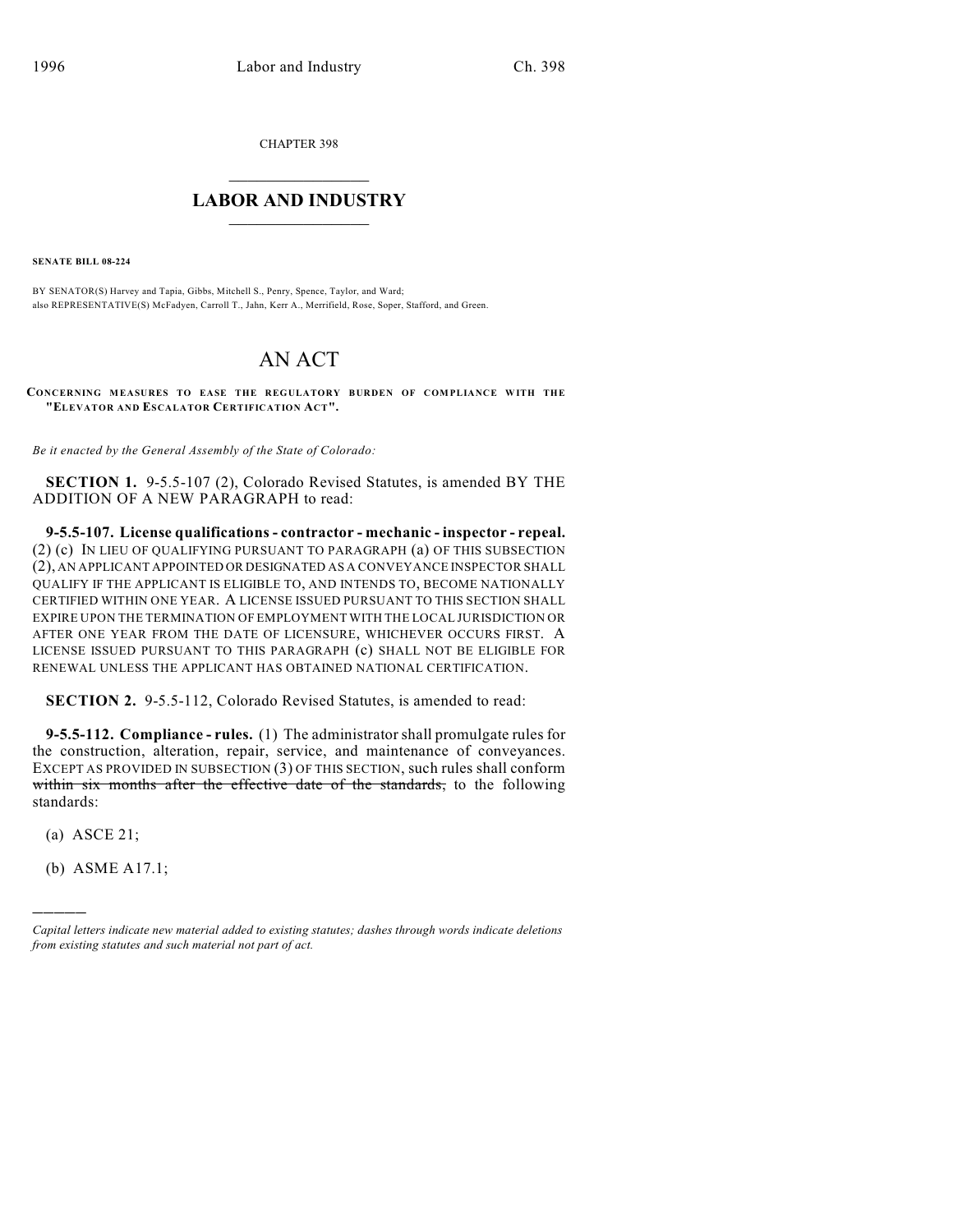CHAPTER 398

## LABOR AND INDUSTRY

**SENATE BILL 08-224**

BY SENATOR(S) Harvey and Tapia, Gibbs, Mitchell S., Penry, Spence, Taylor, and Ward;
also REPRESENTATIVE(S) McFadyen, Carroll T., Jahn, Kerr A., Merrifield, Rose, Soper, Stafford, and Green.

# AN ACT

**CONCERNING MEASURES TO EASE THE REGULATORY BURDEN OF COMPLIANCE WITH THE "ELEVATOR AND ESCALATOR CERTIFICATION ACT".**

*Be it enacted by the General Assembly of the State of Colorado:*

**SECTION 1.** 9-5.5-107 (2), Colorado Revised Statutes, is amended BY THE ADDITION OF A NEW PARAGRAPH to read:

**9-5.5-107. License qualifications - contractor - mechanic - inspector - repeal.** (2) (c) IN LIEU OF QUALIFYING PURSUANT TO PARAGRAPH (a) OF THIS SUBSECTION (2), AN APPLICANT APPOINTED OR DESIGNATED AS A CONVEYANCE INSPECTOR SHALL QUALIFY IF THE APPLICANT IS ELIGIBLE TO, AND INTENDS TO, BECOME NATIONALLY CERTIFIED WITHIN ONE YEAR. A LICENSE ISSUED PURSUANT TO THIS SECTION SHALL EXPIRE UPON THE TERMINATION OF EMPLOYMENT WITH THE LOCAL JURISDICTION OR AFTER ONE YEAR FROM THE DATE OF LICENSURE, WHICHEVER OCCURS FIRST. A LICENSE ISSUED PURSUANT TO THIS PARAGRAPH (c) SHALL NOT BE ELIGIBLE FOR RENEWAL UNLESS THE APPLICANT HAS OBTAINED NATIONAL CERTIFICATION.

**SECTION 2.** 9-5.5-112, Colorado Revised Statutes, is amended to read:

**9-5.5-112. Compliance - rules.** (1) The administrator shall promulgate rules for the construction, alteration, repair, service, and maintenance of conveyances. EXCEPT AS PROVIDED IN SUBSECTION (3) OF THIS SECTION, such rules shall conform ~~within six months after the effective date of the standards,~~ to the following standards:

(a) ASCE 21;

(b) ASME A17.1;

*Capital letters indicate new material added to existing statutes; dashes through words indicate deletions from existing statutes and such material not part of act.*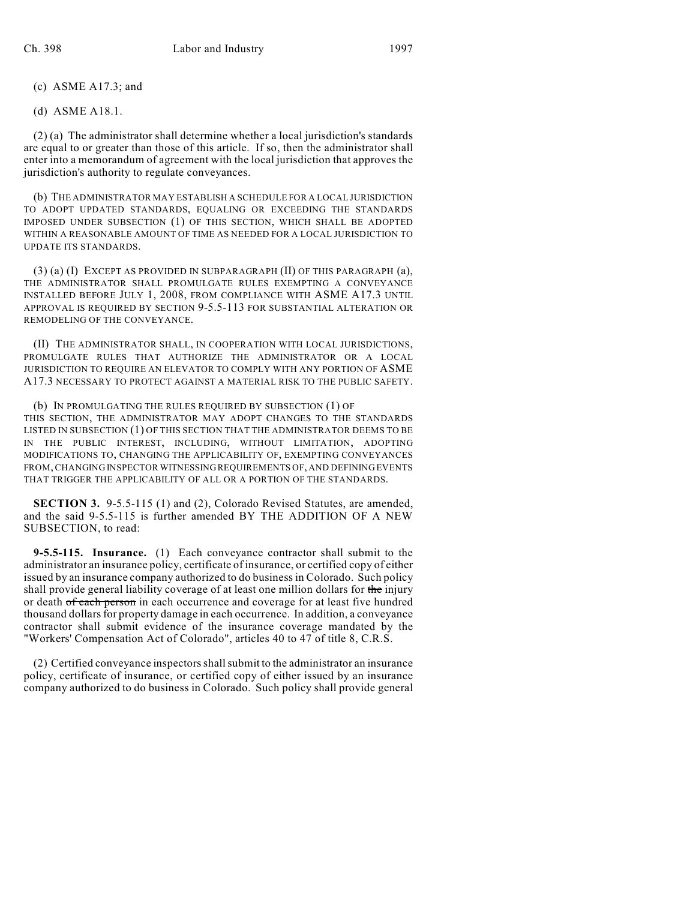(c) ASME A17.3; and

(d) ASME A18.1.

(2) (a) The administrator shall determine whether a local jurisdiction's standards are equal to or greater than those of this article. If so, then the administrator shall enter into a memorandum of agreement with the local jurisdiction that approves the jurisdiction's authority to regulate conveyances.

(b) THE ADMINISTRATOR MAY ESTABLISH A SCHEDULE FOR A LOCAL JURISDICTION TO ADOPT UPDATED STANDARDS, EQUALING OR EXCEEDING THE STANDARDS IMPOSED UNDER SUBSECTION (1) OF THIS SECTION, WHICH SHALL BE ADOPTED WITHIN A REASONABLE AMOUNT OF TIME AS NEEDED FOR A LOCAL JURISDICTION TO UPDATE ITS STANDARDS.

(3) (a) (I) EXCEPT AS PROVIDED IN SUBPARAGRAPH (II) OF THIS PARAGRAPH (a), THE ADMINISTRATOR SHALL PROMULGATE RULES EXEMPTING A CONVEYANCE INSTALLED BEFORE JULY 1, 2008, FROM COMPLIANCE WITH ASME A17.3 UNTIL APPROVAL IS REQUIRED BY SECTION 9-5.5-113 FOR SUBSTANTIAL ALTERATION OR REMODELING OF THE CONVEYANCE.

(II) THE ADMINISTRATOR SHALL, IN COOPERATION WITH LOCAL JURISDICTIONS, PROMULGATE RULES THAT AUTHORIZE THE ADMINISTRATOR OR A LOCAL JURISDICTION TO REQUIRE AN ELEVATOR TO COMPLY WITH ANY PORTION OF ASME A17.3 NECESSARY TO PROTECT AGAINST A MATERIAL RISK TO THE PUBLIC SAFETY.

(b) IN PROMULGATING THE RULES REQUIRED BY SUBSECTION (1) OF THIS SECTION, THE ADMINISTRATOR MAY ADOPT CHANGES TO THE STANDARDS LISTED IN SUBSECTION (1) OF THIS SECTION THAT THE ADMINISTRATOR DEEMS TO BE IN THE PUBLIC INTEREST, INCLUDING, WITHOUT LIMITATION, ADOPTING MODIFICATIONS TO, CHANGING THE APPLICABILITY OF, EXEMPTING CONVEYANCES FROM, CHANGING INSPECTOR WITNESSING REQUIREMENTS OF, AND DEFINING EVENTS THAT TRIGGER THE APPLICABILITY OF ALL OR A PORTION OF THE STANDARDS.

**SECTION 3.** 9-5.5-115 (1) and (2), Colorado Revised Statutes, are amended, and the said 9-5.5-115 is further amended BY THE ADDITION OF A NEW SUBSECTION, to read:

**9-5.5-115. Insurance.** (1) Each conveyance contractor shall submit to the administrator an insurance policy, certificate of insurance, or certified copy of either issued by an insurance company authorized to do business in Colorado. Such policy shall provide general liability coverage of at least one million dollars for ~~the~~ injury or death ~~of each person~~ in each occurrence and coverage for at least five hundred thousand dollars for property damage in each occurrence. In addition, a conveyance contractor shall submit evidence of the insurance coverage mandated by the "Workers' Compensation Act of Colorado", articles 40 to 47 of title 8, C.R.S.

(2) Certified conveyance inspectors shall submit to the administrator an insurance policy, certificate of insurance, or certified copy of either issued by an insurance company authorized to do business in Colorado. Such policy shall provide general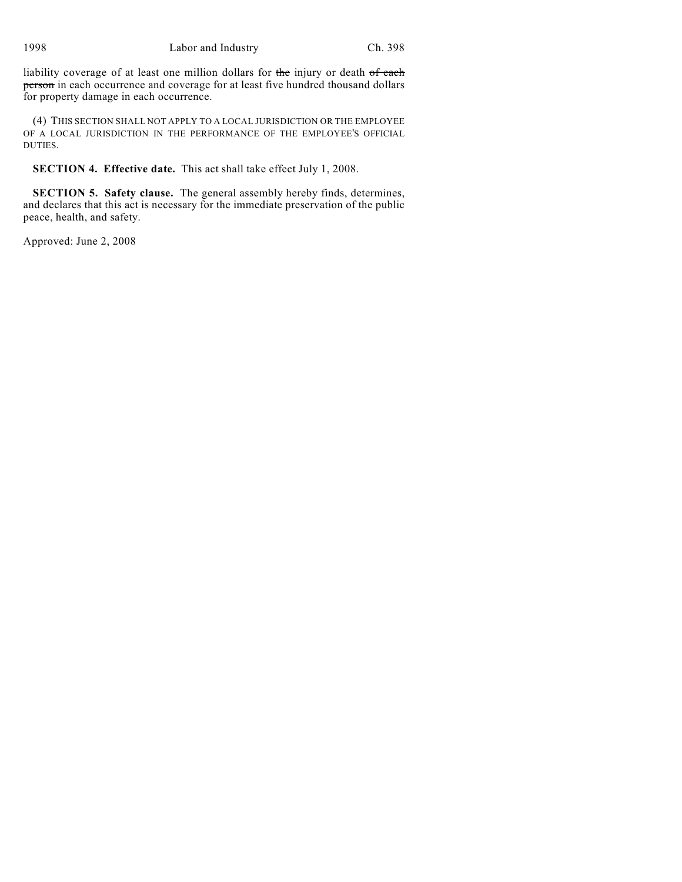liability coverage of at least one million dollars for ~~the~~ injury or death ~~of each person~~ in each occurrence and coverage for at least five hundred thousand dollars for property damage in each occurrence.

(4) THIS SECTION SHALL NOT APPLY TO A LOCAL JURISDICTION OR THE EMPLOYEE OF A LOCAL JURISDICTION IN THE PERFORMANCE OF THE EMPLOYEE'S OFFICIAL DUTIES.

**SECTION 4. Effective date.** This act shall take effect July 1, 2008.

**SECTION 5. Safety clause.** The general assembly hereby finds, determines, and declares that this act is necessary for the immediate preservation of the public peace, health, and safety.

Approved: June 2, 2008